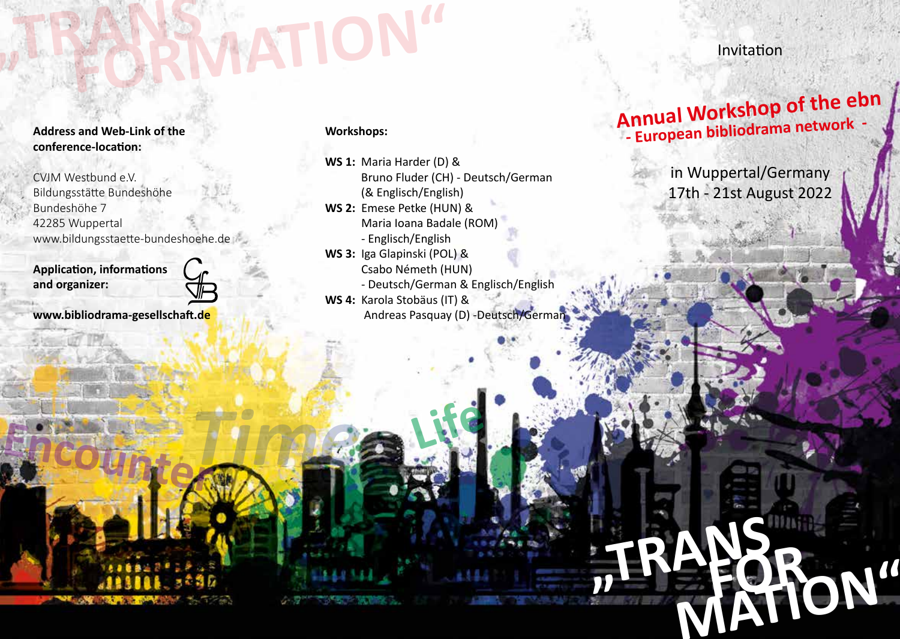„TRANS FORMATION"

Invitation

## Annual Workshop of the ebn
### - European bibliodrama network -

in Wuppertal/Germany
17th - 21st August 2022

**Address and Web-Link of the conference-location:**

CVJM Westbund e.V.
Bildungsstätte Bundeshöhe
Bundeshöhe 7
42285 Wuppertal
www.bildungsstaette-bundeshoehe.de

**Application, informations and organizer:**

**www.bibliodrama-gesellschaft.de**

**Workshops:**

**WS 1:** Maria Harder (D) & Bruno Fluder (CH) - Deutsch/German (& Englisch/English)

**WS 2:** Emese Petke (HUN) & Maria Ioana Badale (ROM) - Englisch/English

**WS 3:** Iga Glapinski (POL) & Csabo Németh (HUN) - Deutsch/German & Englisch/English

**WS 4:** Karola Stobäus (IT) & Andreas Pasquay (D) -Deutsch/German

Encounter Time Life

„TRANS FOR MATION"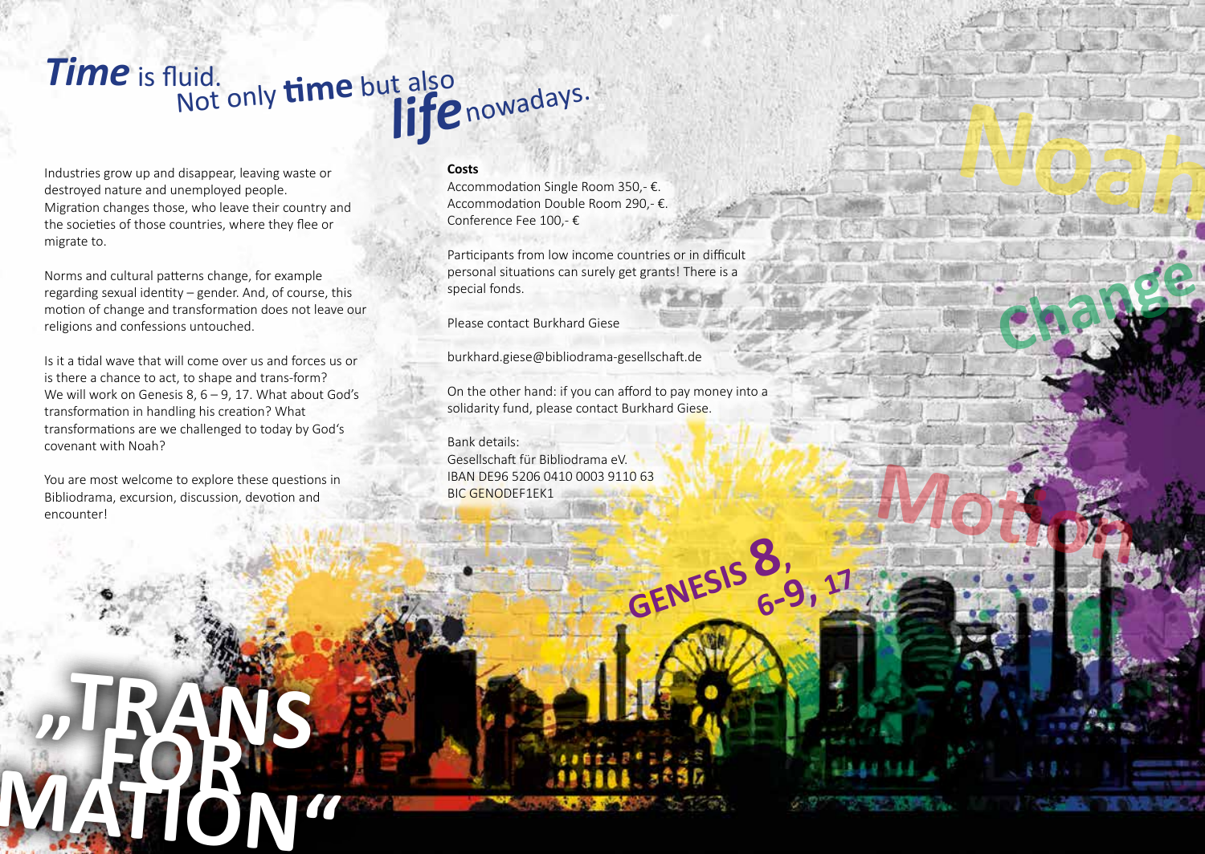# *Time* is fluid. Not only time but also *life* nowadays.

Industries grow up and disappear, leaving waste or destroyed nature and unemployed people.
Migration changes those, who leave their country and the societies of those countries, where they flee or migrate to.

Norms and cultural patterns change, for example regarding sexual identity – gender. And, of course, this motion of change and transformation does not leave our religions and confessions untouched.

Is it a tidal wave that will come over us and forces us or is there a chance to act, to shape and trans-form?
We will work on Genesis 8, 6 – 9, 17. What about God's transformation in handling his creation? What transformations are we challenged to today by God's covenant with Noah?

You are most welcome to explore these questions in Bibliodrama, excursion, discussion, devotion and encounter!

**Costs**

Accommodation Single Room 350,- €.
Accommodation Double Room 290,- €.
Conference Fee 100,- €

Participants from low income countries or in difficult personal situations can surely get grants! There is a special fonds.

Please contact Burkhard Giese

burkhard.giese@bibliodrama-gesellschaft.de

On the other hand: if you can afford to pay money into a solidarity fund, please contact Burkhard Giese.

Bank details:
Gesellschaft für Bibliodrama eV.
IBAN DE96 5206 0410 0003 9110 63
BIC GENODEF1EK1

Noah

Change

Motion

GENESIS 8, 6-9, 17

„TRANS FOR MATION"